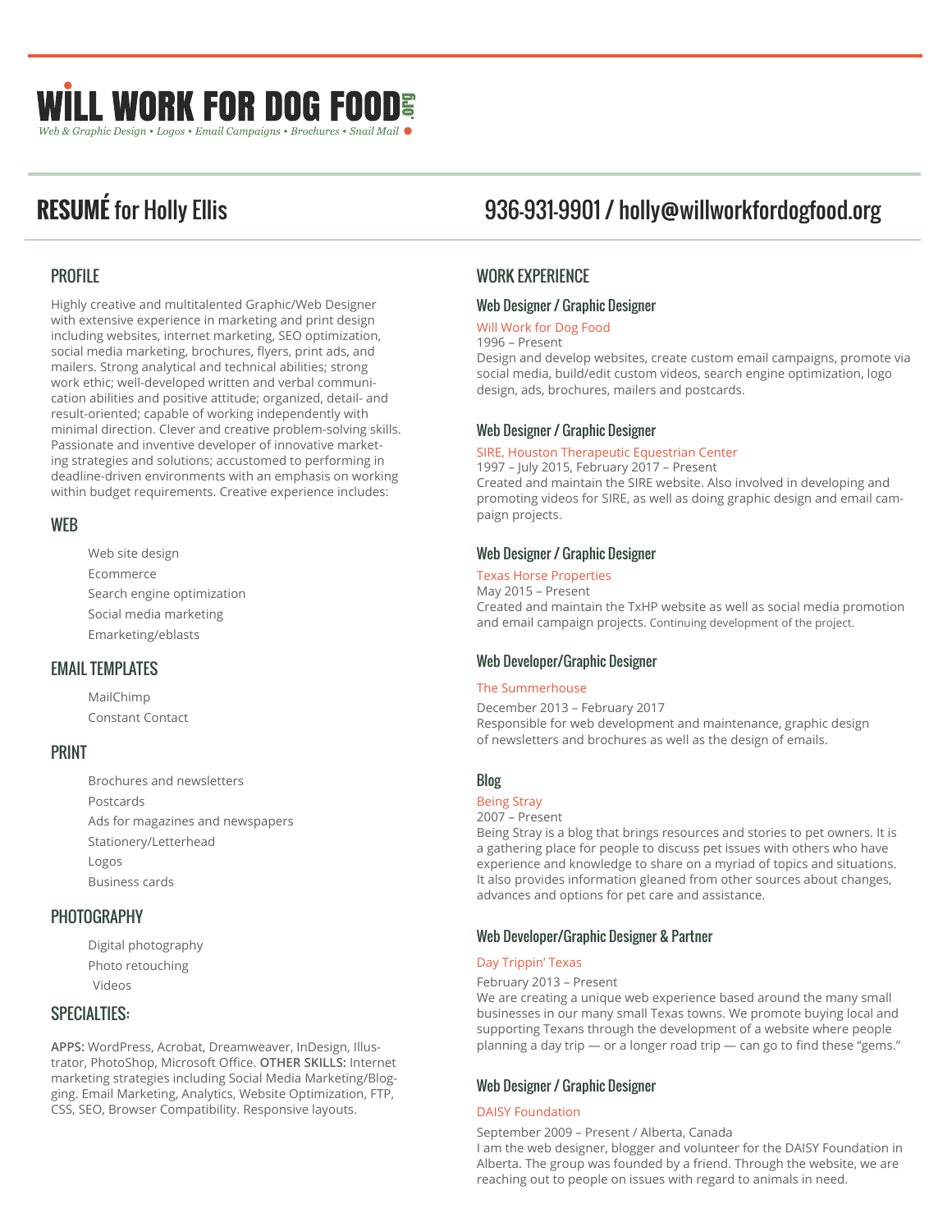# WILL WORK FOR DOG FOOD.org

*Web & Graphic Design • Logos • Email Campaigns • Brochures • Snail Mail*

## RESUMÉ for Holly Ellis

936-931-9901 / holly@willworkfordogfood.org

### PROFILE

Highly creative and multitalented Graphic/Web Designer with extensive experience in marketing and print design including websites, internet marketing, SEO optimization, social media marketing, brochures, flyers, print ads, and mailers. Strong analytical and technical abilities; strong work ethic; well-developed written and verbal communication abilities and positive attitude; organized, detail- and result-oriented; capable of working independently with minimal direction. Clever and creative problem-solving skills. Passionate and inventive developer of innovative marketing strategies and solutions; accustomed to performing in deadline-driven environments with an emphasis on working within budget requirements. Creative experience includes:

### WEB

- Web site design
- Ecommerce
- Search engine optimization
- Social media marketing
- Emarketing/eblasts

### EMAIL TEMPLATES

- MailChimp
- Constant Contact

### PRINT

- Brochures and newsletters
- Postcards
- Ads for magazines and newspapers
- Stationery/Letterhead
- Logos
- Business cards

### PHOTOGRAPHY

- Digital photography
- Photo retouching
- Videos

### SPECIALTIES:

**APPS:** WordPress, Acrobat, Dreamweaver, InDesign, Illustrator, PhotoShop, Microsoft Office. **OTHER SKILLS:** Internet marketing strategies including Social Media Marketing/Blogging. Email Marketing, Analytics, Website Optimization, FTP, CSS, SEO, Browser Compatibility. Responsive layouts.

### WORK EXPERIENCE

#### Web Designer / Graphic Designer

Will Work for Dog Food
1996 – Present
Design and develop websites, create custom email campaigns, promote via social media, build/edit custom videos, search engine optimization, logo design, ads, brochures, mailers and postcards.

#### Web Designer / Graphic Designer

SIRE, Houston Therapeutic Equestrian Center
1997 – July 2015, February 2017 – Present
Created and maintain the SIRE website. Also involved in developing and promoting videos for SIRE, as well as doing graphic design and email campaign projects.

#### Web Designer / Graphic Designer

Texas Horse Properties
May 2015 – Present
Created and maintain the TxHP website as well as social media promotion and email campaign projects. Continuing development of the project.

#### Web Developer/Graphic Designer

The Summerhouse
December 2013 – February 2017
Responsible for web development and maintenance, graphic design of newsletters and brochures as well as the design of emails.

#### Blog

Being Stray
2007 – Present
Being Stray is a blog that brings resources and stories to pet owners. It is a gathering place for people to discuss pet issues with others who have experience and knowledge to share on a myriad of topics and situations. It also provides information gleaned from other sources about changes, advances and options for pet care and assistance.

#### Web Developer/Graphic Designer & Partner

Day Trippin' Texas
February 2013 – Present
We are creating a unique web experience based around the many small businesses in our many small Texas towns. We promote buying local and supporting Texans through the development of a website where people planning a day trip — or a longer road trip — can go to find these "gems."

#### Web Designer / Graphic Designer

DAISY Foundation
September 2009 – Present / Alberta, Canada
I am the web designer, blogger and volunteer for the DAISY Foundation in Alberta. The group was founded by a friend. Through the website, we are reaching out to people on issues with regard to animals in need.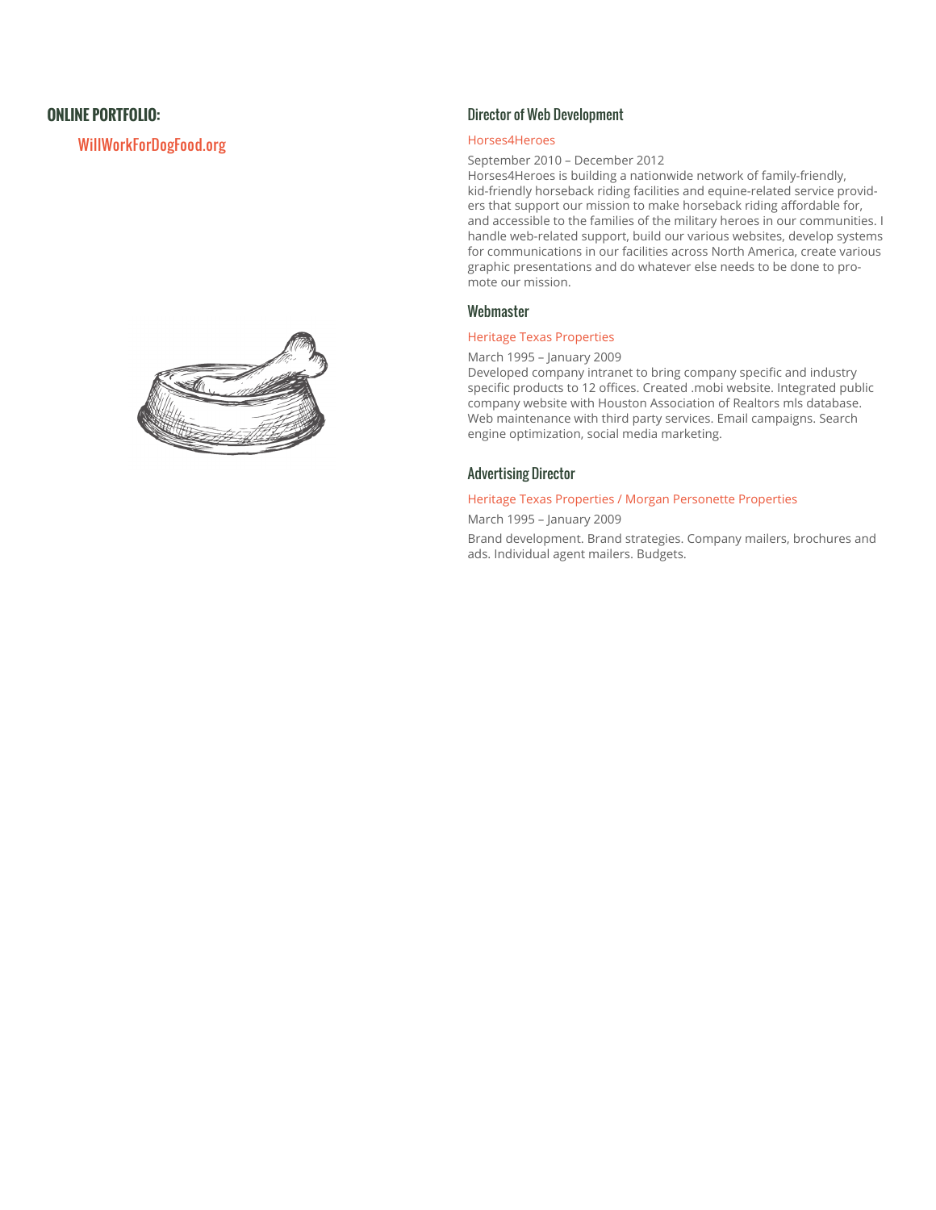**ONLINE PORTFOLIO:**

WillWorkForDogFood.org

### Director of Web Development

Horses4Heroes

September 2010 – December 2012
Horses4Heroes is building a nationwide network of family-friendly, kid-friendly horseback riding facilities and equine-related service providers that support our mission to make horseback riding affordable for, and accessible to the families of the military heroes in our communities. I handle web-related support, build our various websites, develop systems for communications in our facilities across North America, create various graphic presentations and do whatever else needs to be done to promote our mission.

### Webmaster

Heritage Texas Properties

March 1995 – January 2009
Developed company intranet to bring company specific and industry specific products to 12 offices. Created .mobi website. Integrated public company website with Houston Association of Realtors mls database. Web maintenance with third party services. Email campaigns. Search engine optimization, social media marketing.

### Advertising Director

Heritage Texas Properties / Morgan Personette Properties

March 1995 – January 2009

Brand development. Brand strategies. Company mailers, brochures and ads. Individual agent mailers. Budgets.